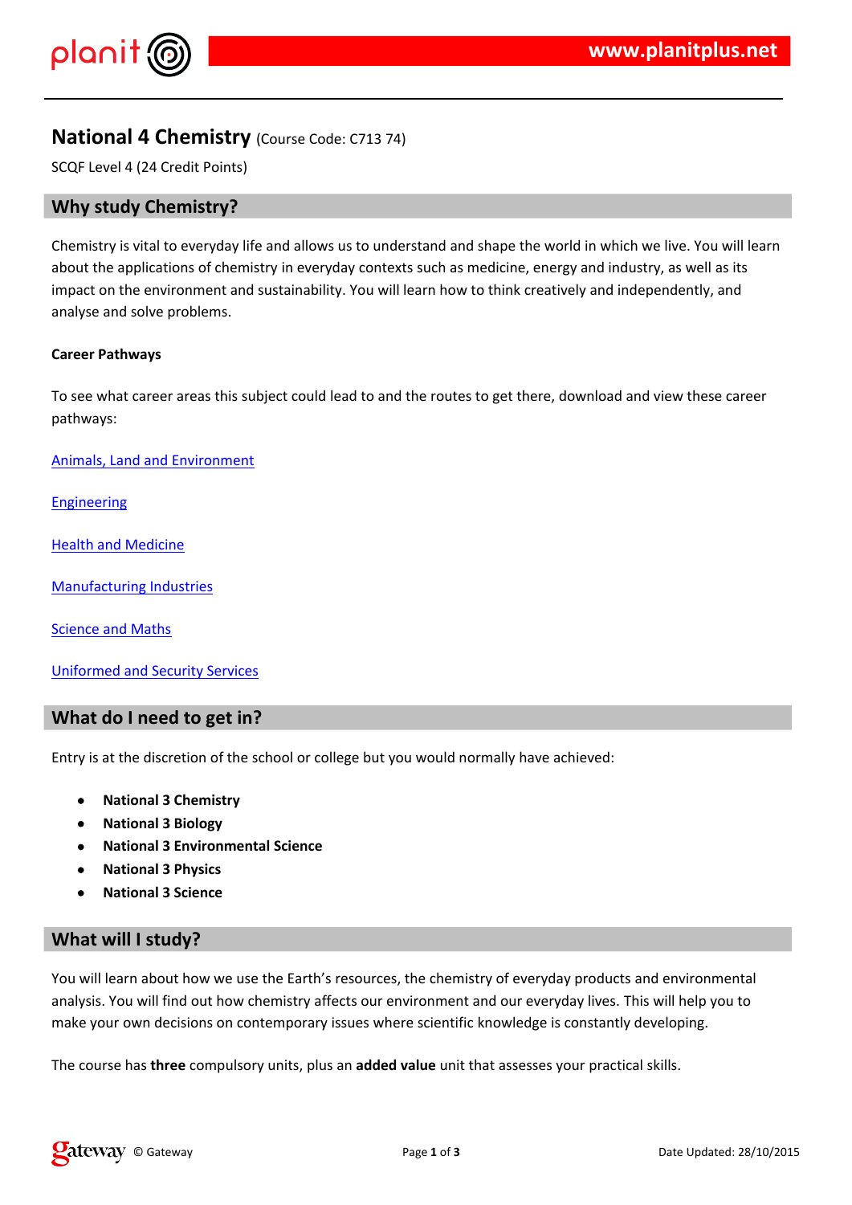# National 4 Chemistry (Course Code: C713 74)

SCQF Level 4 (24 Credit Points)

## Why study Chemistry?

Chemistry is vital to everyday life and allows us to understand and shape the world in which we live. You will learn about the applications of chemistry in everyday contexts such as medicine, energy and industry, as well as its impact on the environment and sustainability. You will learn how to think creatively and independently, and analyse and solve problems.

**Career Pathways**

To see what career areas this subject could lead to and the routes to get there, download and view these career pathways:

Animals, Land and Environment

Engineering

Health and Medicine

Manufacturing Industries

Science and Maths

Uniformed and Security Services

## What do I need to get in?

Entry is at the discretion of the school or college but you would normally have achieved:

- **National 3 Chemistry**
- **National 3 Biology**
- **National 3 Environmental Science**
- **National 3 Physics**
- **National 3 Science**

## What will I study?

You will learn about how we use the Earth's resources, the chemistry of everyday products and environmental analysis. You will find out how chemistry affects our environment and our everyday lives. This will help you to make your own decisions on contemporary issues where scientific knowledge is constantly developing.

The course has **three** compulsory units, plus an **added value** unit that assesses your practical skills.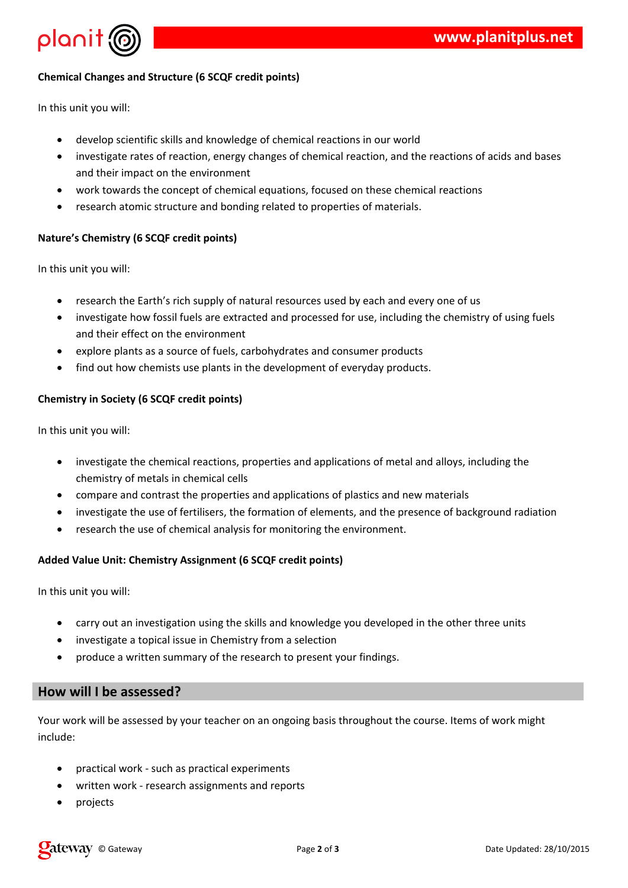**Chemical Changes and Structure (6 SCQF credit points)**

In this unit you will:

- develop scientific skills and knowledge of chemical reactions in our world
- investigate rates of reaction, energy changes of chemical reaction, and the reactions of acids and bases and their impact on the environment
- work towards the concept of chemical equations, focused on these chemical reactions
- research atomic structure and bonding related to properties of materials.

**Nature's Chemistry (6 SCQF credit points)**

In this unit you will:

- research the Earth's rich supply of natural resources used by each and every one of us
- investigate how fossil fuels are extracted and processed for use, including the chemistry of using fuels and their effect on the environment
- explore plants as a source of fuels, carbohydrates and consumer products
- find out how chemists use plants in the development of everyday products.

**Chemistry in Society (6 SCQF credit points)**

In this unit you will:

- investigate the chemical reactions, properties and applications of metal and alloys, including the chemistry of metals in chemical cells
- compare and contrast the properties and applications of plastics and new materials
- investigate the use of fertilisers, the formation of elements, and the presence of background radiation
- research the use of chemical analysis for monitoring the environment.

**Added Value Unit: Chemistry Assignment (6 SCQF credit points)**

In this unit you will:

- carry out an investigation using the skills and knowledge you developed in the other three units
- investigate a topical issue in Chemistry from a selection
- produce a written summary of the research to present your findings.

## How will I be assessed?

Your work will be assessed by your teacher on an ongoing basis throughout the course. Items of work might include:

- practical work - such as practical experiments
- written work - research assignments and reports
- projects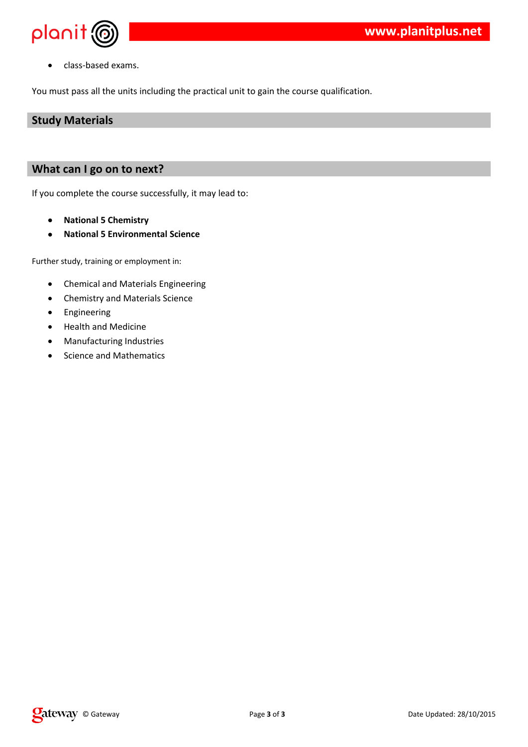- class-based exams.

You must pass all the units including the practical unit to gain the course qualification.

## Study Materials

## What can I go on to next?

If you complete the course successfully, it may lead to:

- **National 5 Chemistry**
- **National 5 Environmental Science**

Further study, training or employment in:

- Chemical and Materials Engineering
- Chemistry and Materials Science
- Engineering
- Health and Medicine
- Manufacturing Industries
- Science and Mathematics